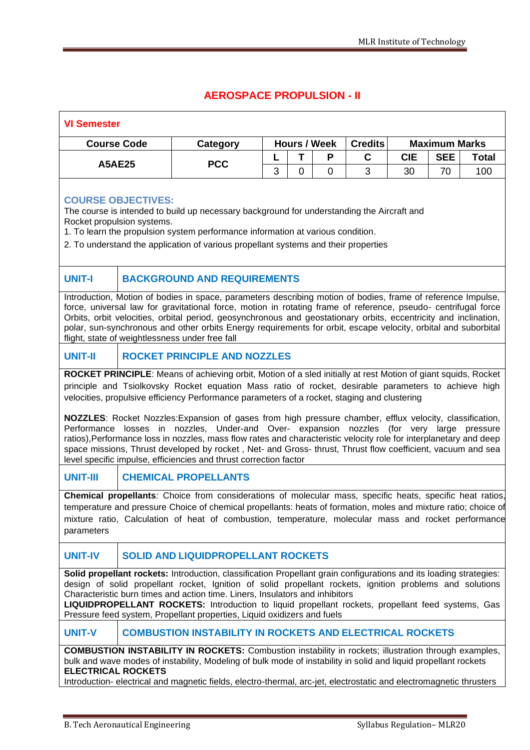# AEROSPACE PROPULSION - II

**VI Semester**

| Course Code | Category | Hours / Week | | | Credits | Maximum Marks | | |
|---|---|---|---|---|---|---|---|---|
| | | L | T | P | C | CIE | SEE | Total |
| A5AE25 | PCC | 3 | 0 | 0 | 3 | 30 | 70 | 100 |

## COURSE OBJECTIVES:

The course is intended to build up necessary background for understanding the Aircraft and Rocket propulsion systems.

1. To learn the propulsion system performance information at various condition.
2. To understand the application of various propellant systems and their properties

## UNIT-I BACKGROUND AND REQUIREMENTS

Introduction, Motion of bodies in space, parameters describing motion of bodies, frame of reference Impulse, force, universal law for gravitational force, motion in rotating frame of reference, pseudo- centrifugal force Orbits, orbit velocities, orbital period, geosynchronous and geostationary orbits, eccentricity and inclination, polar, sun-synchronous and other orbits Energy requirements for orbit, escape velocity, orbital and suborbital flight, state of weightlessness under free fall

## UNIT-II ROCKET PRINCIPLE AND NOZZLES

**ROCKET PRINCIPLE**: Means of achieving orbit, Motion of a sled initially at rest Motion of giant squids, Rocket principle and Tsiolkovsky Rocket equation Mass ratio of rocket, desirable parameters to achieve high velocities, propulsive efficiency Performance parameters of a rocket, staging and clustering

**NOZZLES**: Rocket Nozzles:Expansion of gases from high pressure chamber, efflux velocity, classification, Performance losses in nozzles, Under-and Over- expansion nozzles (for very large pressure ratios),Performance loss in nozzles, mass flow rates and characteristic velocity role for interplanetary and deep space missions, Thrust developed by rocket , Net- and Gross- thrust, Thrust flow coefficient, vacuum and sea level specific impulse, efficiencies and thrust correction factor

## UNIT-III CHEMICAL PROPELLANTS

**Chemical propellants**: Choice from considerations of molecular mass, specific heats, specific heat ratios, temperature and pressure Choice of chemical propellants: heats of formation, moles and mixture ratio; choice of mixture ratio, Calculation of heat of combustion, temperature, molecular mass and rocket performance parameters

## UNIT-IV SOLID AND LIQUIDPROPELLANT ROCKETS

**Solid propellant rockets:** Introduction, classification Propellant grain configurations and its loading strategies: design of solid propellant rocket, Ignition of solid propellant rockets, ignition problems and solutions Characteristic burn times and action time. Liners, Insulators and inhibitors

**LIQUIDPROPELLANT ROCKETS:** Introduction to liquid propellant rockets, propellant feed systems, Gas Pressure feed system, Propellant properties, Liquid oxidizers and fuels

## UNIT-V COMBUSTION INSTABILITY IN ROCKETS AND ELECTRICAL ROCKETS

**COMBUSTION INSTABILITY IN ROCKETS:** Combustion instability in rockets; illustration through examples, bulk and wave modes of instability, Modeling of bulk mode of instability in solid and liquid propellant rockets

**ELECTRICAL ROCKETS**

Introduction- electrical and magnetic fields, electro-thermal, arc-jet, electrostatic and electromagnetic thrusters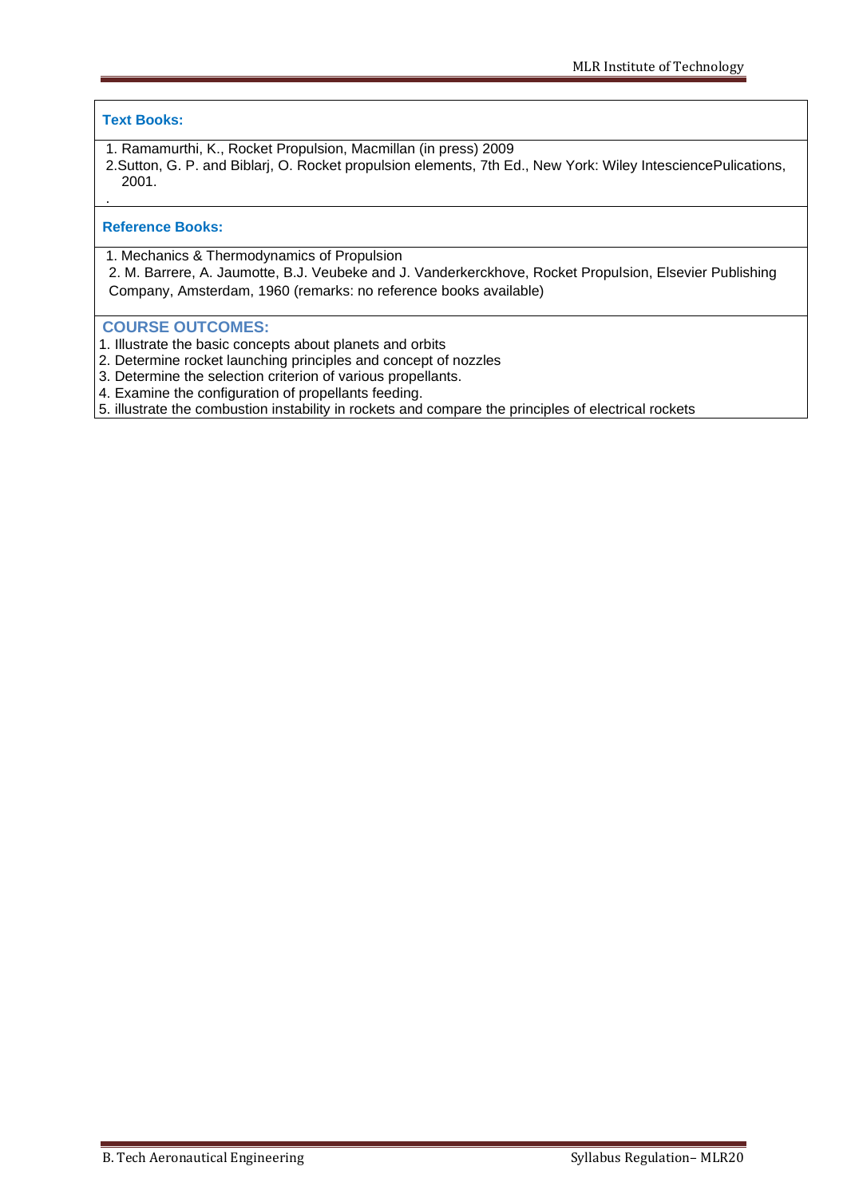**Text Books:**

1. Ramamurthi, K., Rocket Propulsion, Macmillan (in press) 2009
2. Sutton, G. P. and Biblarj, O. Rocket propulsion elements, 7th Ed., New York: Wiley IntesciencePulications, 2001.

.

**Reference Books:**

1. Mechanics & Thermodynamics of Propulsion
2. M. Barrere, A. Jaumotte, B.J. Veubeke and J. Vanderkerckhove, Rocket Propulsion, Elsevier Publishing Company, Amsterdam, 1960 (remarks: no reference books available)

**COURSE OUTCOMES:**

1. Illustrate the basic concepts about planets and orbits
2. Determine rocket launching principles and concept of nozzles
3. Determine the selection criterion of various propellants.
4. Examine the configuration of propellants feeding.
5. illustrate the combustion instability in rockets and compare the principles of electrical rockets